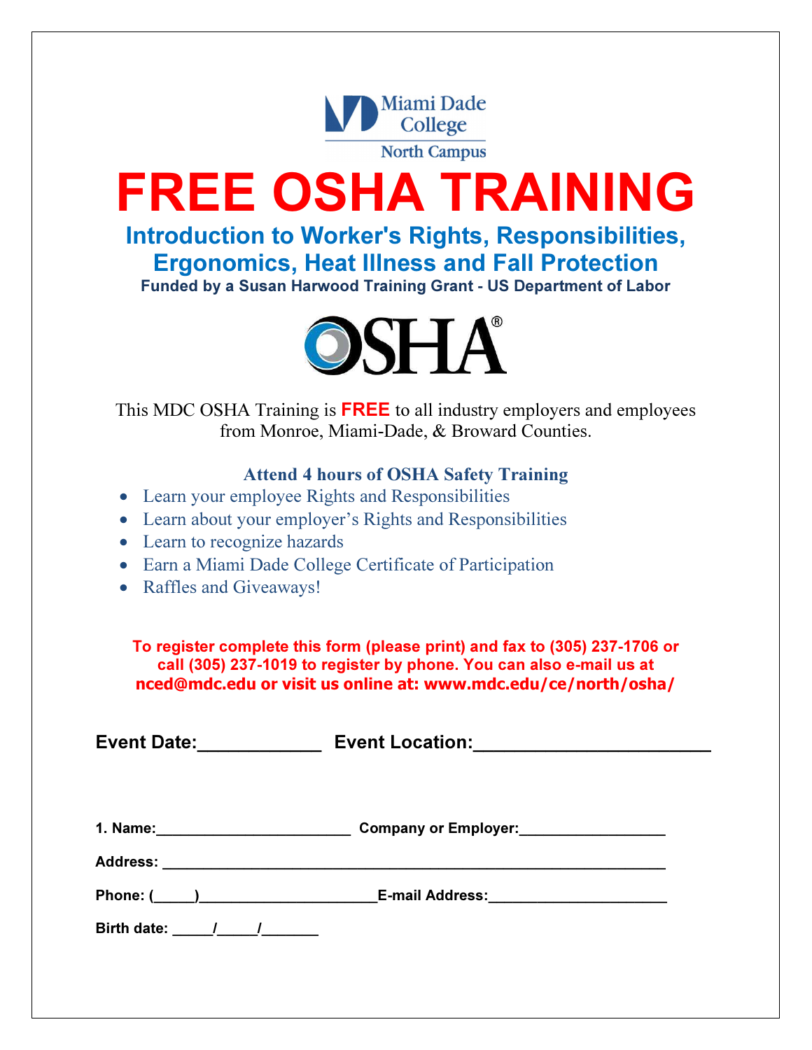Miami Dade College
North Campus

# FREE OSHA TRAINING

## Introduction to Worker's Rights, Responsibilities, Ergonomics, Heat Illness and Fall Protection

**Funded by a Susan Harwood Training Grant - US Department of Labor**

OSHA®

This MDC OSHA Training is **FREE** to all industry employers and employees from Monroe, Miami-Dade, & Broward Counties.

### Attend 4 hours of OSHA Safety Training

- Learn your employee Rights and Responsibilities
- Learn about your employer's Rights and Responsibilities
- Learn to recognize hazards
- Earn a Miami Dade College Certificate of Participation
- Raffles and Giveaways!

**To register complete this form (please print) and fax to (305) 237-1706 or call (305) 237-1019 to register by phone. You can also e-mail us at nced@mdc.edu or visit us online at: www.mdc.edu/ce/north/osha/**

**Event Date:____________ Event Location:_______________________**

**1. Name:________________________ Company or Employer:_________________**

**Address: _______________________________________________________________**

**Phone: (_____)_____________________E-mail Address:_____________________**

**Birth date: _____/_____/_______**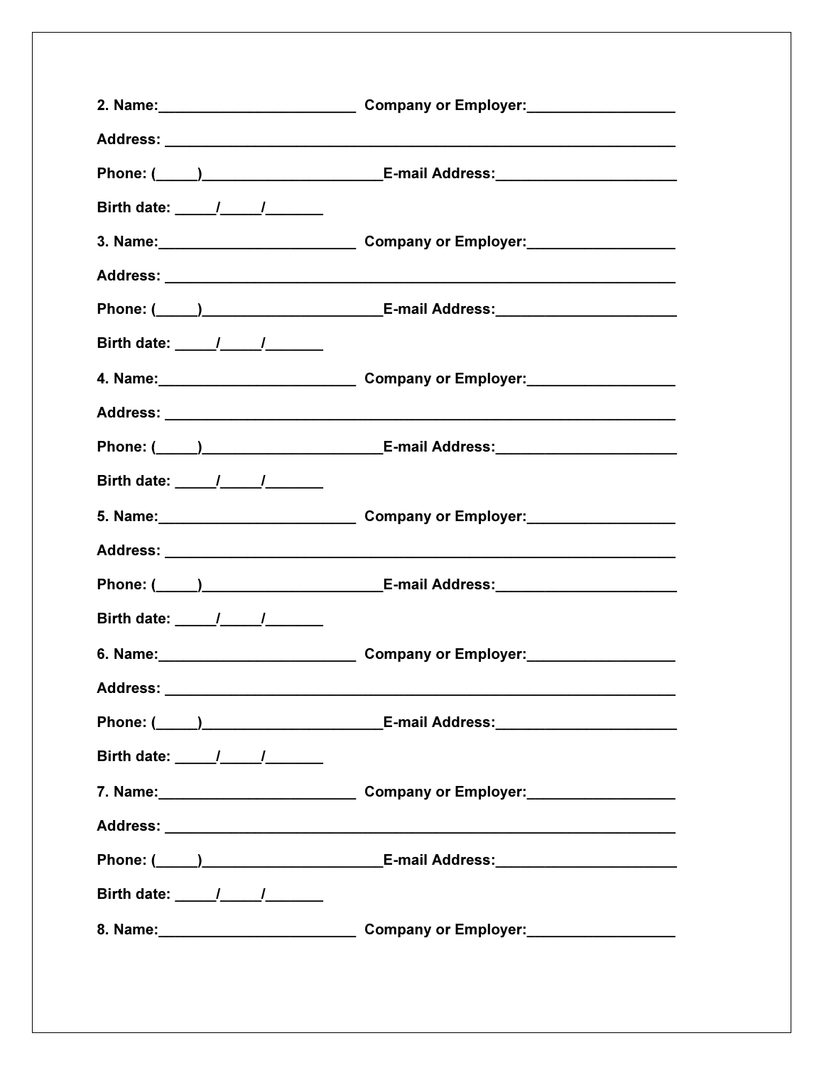2. Name:________________________ Company or Employer:__________________

Address: ______________________________________________________________

Phone: (_____)_____________________E-mail Address:_____________________

Birth date: _____/_____/_______

3. Name:________________________ Company or Employer:__________________

Address: ______________________________________________________________

Phone: (_____)_____________________E-mail Address:_____________________

Birth date: _____/_____/_______

4. Name:________________________ Company or Employer:__________________

Address: ______________________________________________________________

Phone: (_____)_____________________E-mail Address:_____________________

Birth date: _____/_____/_______

5. Name:________________________ Company or Employer:__________________

Address: ______________________________________________________________

Phone: (_____)_____________________E-mail Address:_____________________

Birth date: _____/_____/_______

6. Name:________________________ Company or Employer:__________________

Address: ______________________________________________________________

Phone: (_____)_____________________E-mail Address:_____________________

Birth date: _____/_____/_______

7. Name:________________________ Company or Employer:__________________

Address: ______________________________________________________________

Phone: (_____)_____________________E-mail Address:_____________________

Birth date: _____/_____/_______

8. Name:________________________ Company or Employer:__________________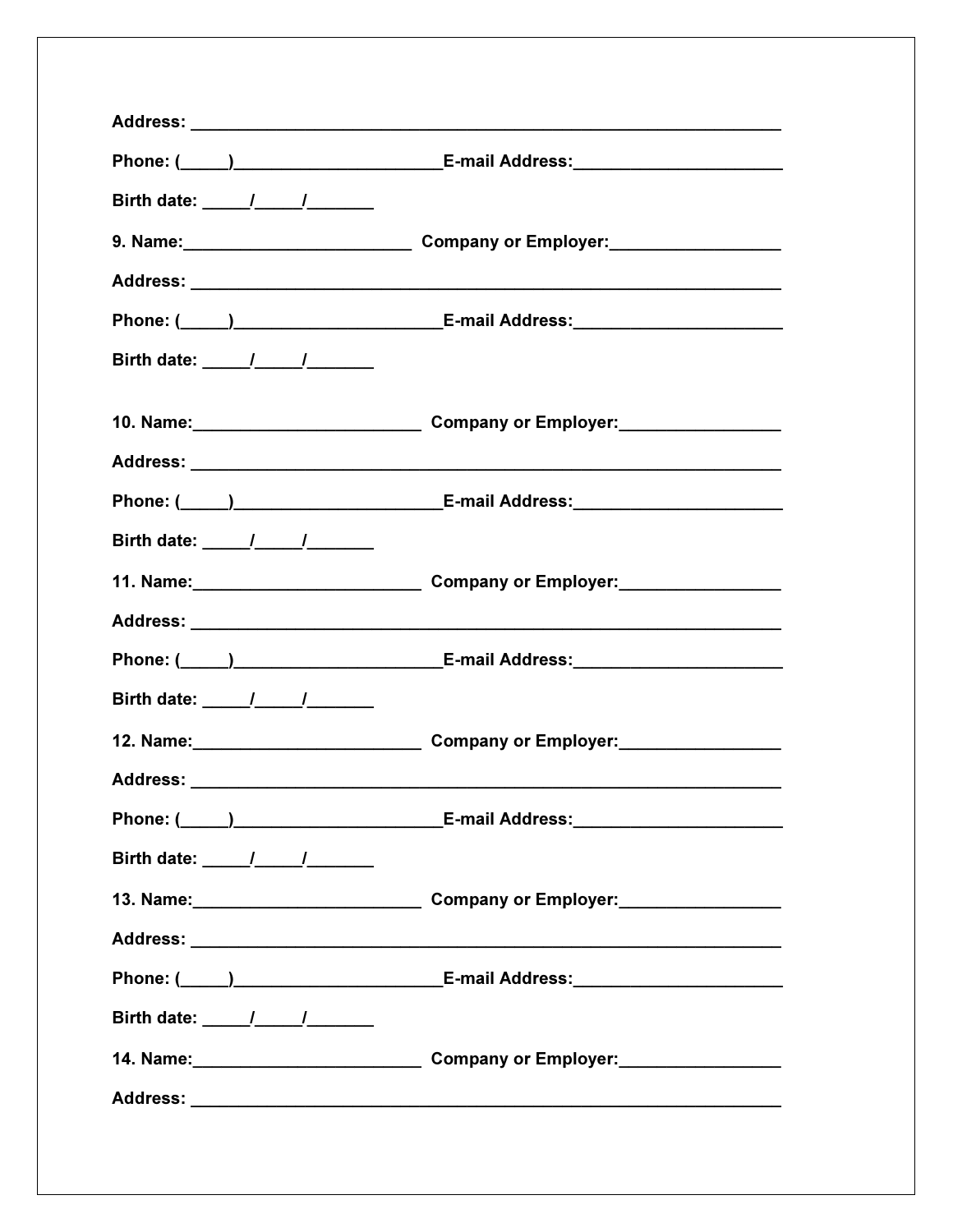**Address: ___________________________________________________________________**

**Phone: (_____)______________________E-mail Address:______________________**

**Birth date: _____/_____/_______**

**9. Name:________________________ Company or Employer:_________________**

**Address: ___________________________________________________________________**

**Phone: (_____)______________________E-mail Address:______________________**

**Birth date: _____/_____/_______**

**10. Name:________________________ Company or Employer:________________**

**Address: ___________________________________________________________________**

**Phone: (_____)______________________E-mail Address:______________________**

**Birth date: _____/_____/_______**

**11. Name:________________________ Company or Employer:________________**

**Address: ___________________________________________________________________**

**Phone: (_____)______________________E-mail Address:______________________**

**Birth date: _____/_____/_______**

**12. Name:________________________ Company or Employer:________________**

**Address: ___________________________________________________________________**

**Phone: (_____)______________________E-mail Address:______________________**

**Birth date: _____/_____/_______**

**13. Name:________________________ Company or Employer:________________**

**Address: ___________________________________________________________________**

**Phone: (_____)______________________E-mail Address:______________________**

**Birth date: _____/_____/_______**

**14. Name:________________________ Company or Employer:________________**

**Address: ___________________________________________________________________**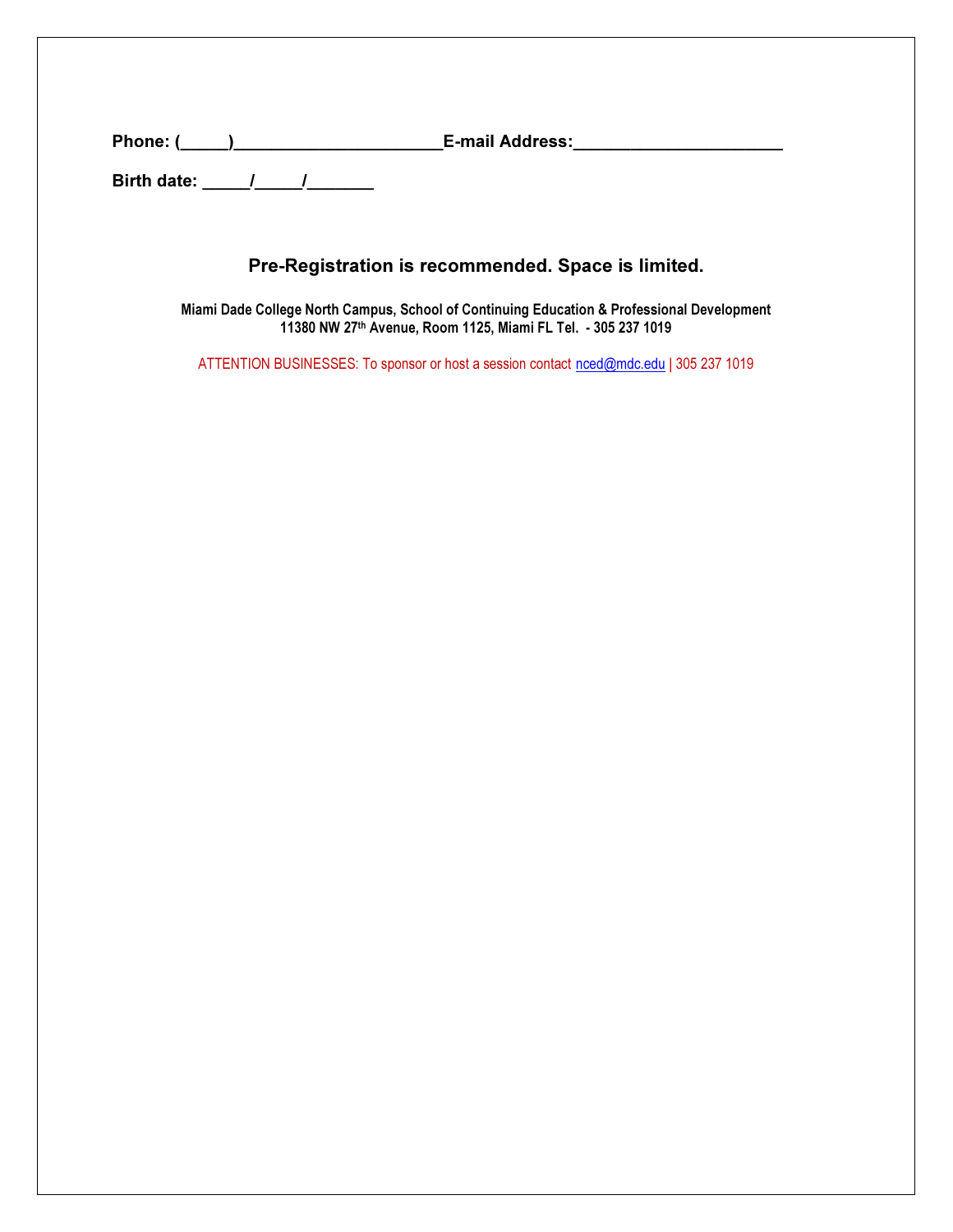**Phone: (_____)______________________E-mail Address:_____________________**

**Birth date: _____/_____/_______**

**Pre-Registration is recommended. Space is limited.**

**Miami Dade College North Campus, School of Continuing Education & Professional Development**
**11380 NW 27th Avenue, Room 1125, Miami FL Tel. - 305 237 1019**

ATTENTION BUSINESSES: To sponsor or host a session contact nced@mdc.edu | 305 237 1019